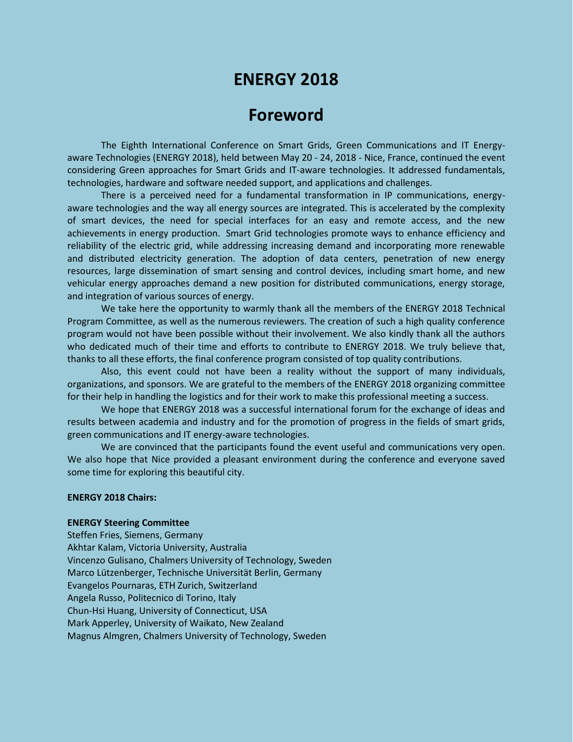# ENERGY 2018

# Foreword

The Eighth International Conference on Smart Grids, Green Communications and IT Energy-aware Technologies (ENERGY 2018), held between May 20 - 24, 2018 - Nice, France, continued the event considering Green approaches for Smart Grids and IT-aware technologies. It addressed fundamentals, technologies, hardware and software needed support, and applications and challenges.

There is a perceived need for a fundamental transformation in IP communications, energy-aware technologies and the way all energy sources are integrated. This is accelerated by the complexity of smart devices, the need for special interfaces for an easy and remote access, and the new achievements in energy production. Smart Grid technologies promote ways to enhance efficiency and reliability of the electric grid, while addressing increasing demand and incorporating more renewable and distributed electricity generation. The adoption of data centers, penetration of new energy resources, large dissemination of smart sensing and control devices, including smart home, and new vehicular energy approaches demand a new position for distributed communications, energy storage, and integration of various sources of energy.

We take here the opportunity to warmly thank all the members of the ENERGY 2018 Technical Program Committee, as well as the numerous reviewers. The creation of such a high quality conference program would not have been possible without their involvement. We also kindly thank all the authors who dedicated much of their time and efforts to contribute to ENERGY 2018. We truly believe that, thanks to all these efforts, the final conference program consisted of top quality contributions.

Also, this event could not have been a reality without the support of many individuals, organizations, and sponsors. We are grateful to the members of the ENERGY 2018 organizing committee for their help in handling the logistics and for their work to make this professional meeting a success.

We hope that ENERGY 2018 was a successful international forum for the exchange of ideas and results between academia and industry and for the promotion of progress in the fields of smart grids, green communications and IT energy-aware technologies.

We are convinced that the participants found the event useful and communications very open. We also hope that Nice provided a pleasant environment during the conference and everyone saved some time for exploring this beautiful city.

**ENERGY 2018 Chairs:**

**ENERGY Steering Committee**

Steffen Fries, Siemens, Germany
Akhtar Kalam, Victoria University, Australia
Vincenzo Gulisano, Chalmers University of Technology, Sweden
Marco Lützenberger, Technische Universität Berlin, Germany
Evangelos Pournaras, ETH Zurich, Switzerland
Angela Russo, Politecnico di Torino, Italy
Chun-Hsi Huang, University of Connecticut, USA
Mark Apperley, University of Waikato, New Zealand
Magnus Almgren, Chalmers University of Technology, Sweden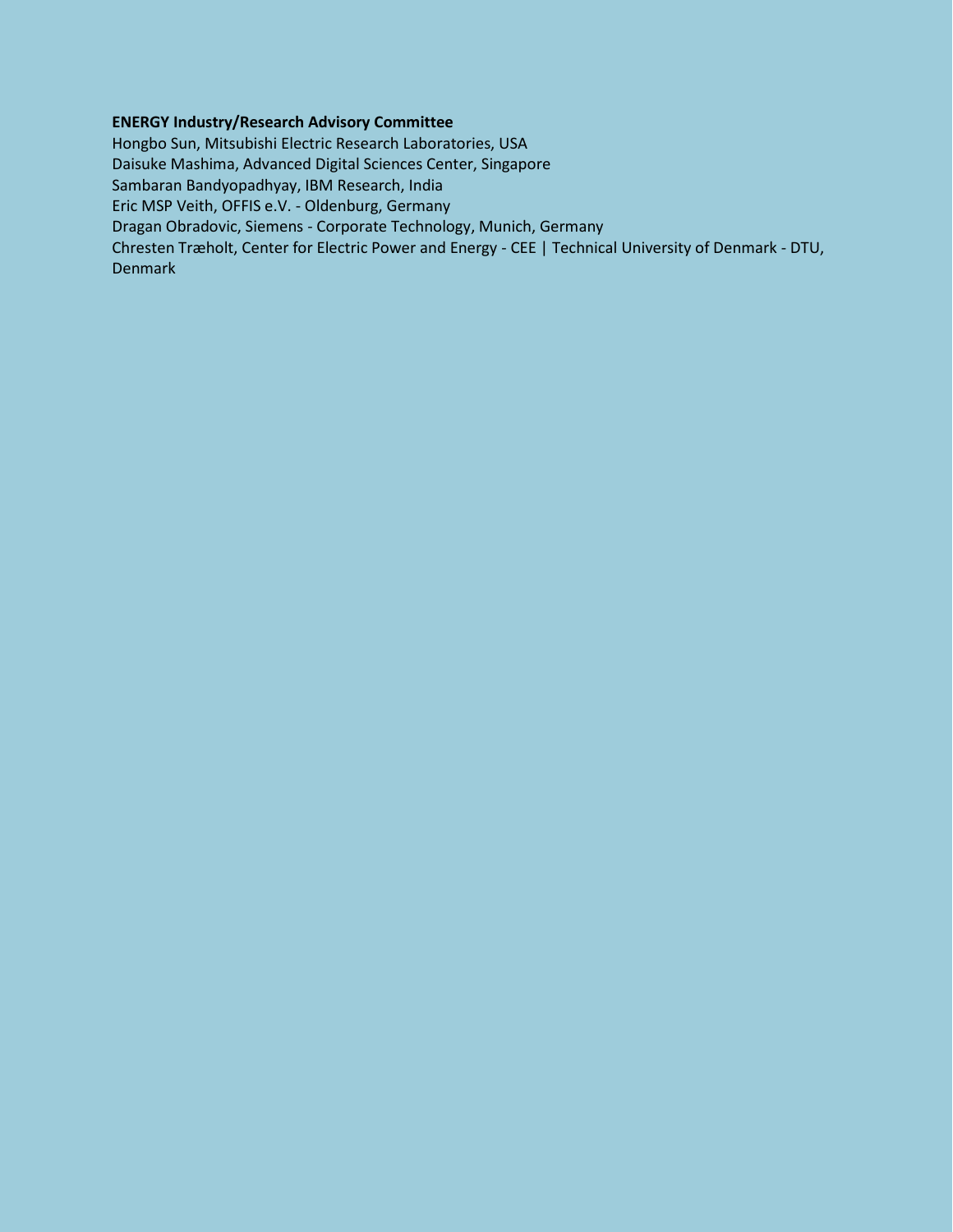**ENERGY Industry/Research Advisory Committee**

Hongbo Sun, Mitsubishi Electric Research Laboratories, USA
Daisuke Mashima, Advanced Digital Sciences Center, Singapore
Sambaran Bandyopadhyay, IBM Research, India
Eric MSP Veith, OFFIS e.V. - Oldenburg, Germany
Dragan Obradovic, Siemens - Corporate Technology, Munich, Germany
Chresten Træholt, Center for Electric Power and Energy - CEE | Technical University of Denmark - DTU, Denmark